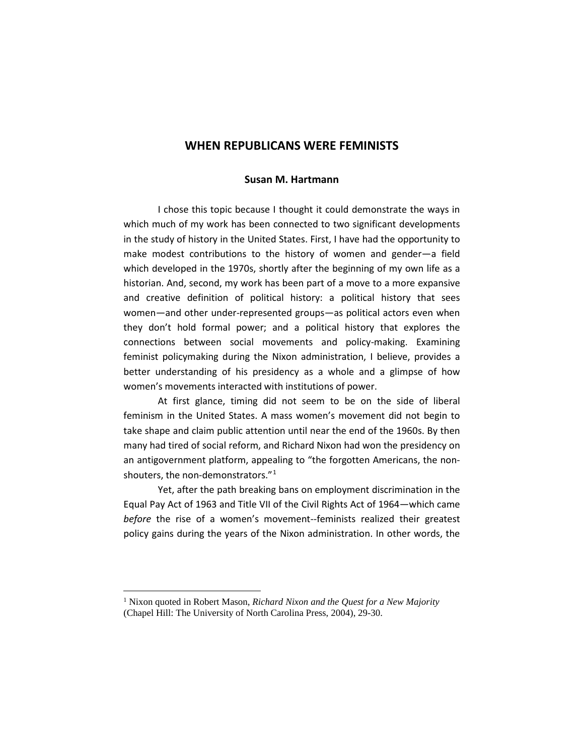# WHEN REPUBLICANS WERE FEMINISTS

**Susan M. Hartmann**

I chose this topic because I thought it could demonstrate the ways in which much of my work has been connected to two significant developments in the study of history in the United States. First, I have had the opportunity to make modest contributions to the history of women and gender—a field which developed in the 1970s, shortly after the beginning of my own life as a historian. And, second, my work has been part of a move to a more expansive and creative definition of political history: a political history that sees women—and other under-represented groups—as political actors even when they don't hold formal power; and a political history that explores the connections between social movements and policy-making. Examining feminist policymaking during the Nixon administration, I believe, provides a better understanding of his presidency as a whole and a glimpse of how women's movements interacted with institutions of power.

At first glance, timing did not seem to be on the side of liberal feminism in the United States. A mass women's movement did not begin to take shape and claim public attention until near the end of the 1960s. By then many had tired of social reform, and Richard Nixon had won the presidency on an antigovernment platform, appealing to "the forgotten Americans, the non-shouters, the non-demonstrators."[1]

Yet, after the path breaking bans on employment discrimination in the Equal Pay Act of 1963 and Title VII of the Civil Rights Act of 1964—which came *before* the rise of a women's movement--feminists realized their greatest policy gains during the years of the Nixon administration. In other words, the

[1] Nixon quoted in Robert Mason, *Richard Nixon and the Quest for a New Majority* (Chapel Hill: The University of North Carolina Press, 2004), 29-30.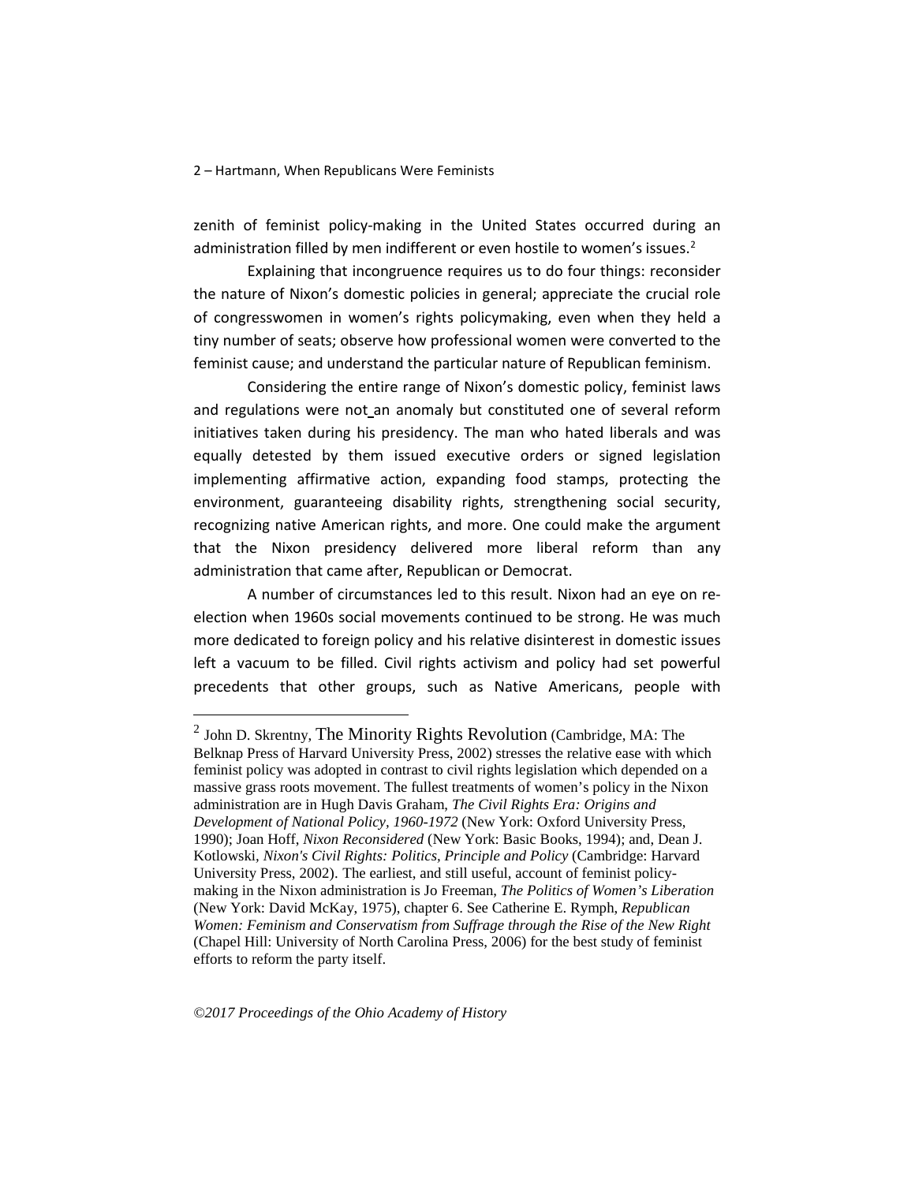zenith of feminist policy-making in the United States occurred during an administration filled by men indifferent or even hostile to women's issues.[2]

Explaining that incongruence requires us to do four things: reconsider the nature of Nixon's domestic policies in general; appreciate the crucial role of congresswomen in women's rights policymaking, even when they held a tiny number of seats; observe how professional women were converted to the feminist cause; and understand the particular nature of Republican feminism.

Considering the entire range of Nixon's domestic policy, feminist laws and regulations were not an anomaly but constituted one of several reform initiatives taken during his presidency. The man who hated liberals and was equally detested by them issued executive orders or signed legislation implementing affirmative action, expanding food stamps, protecting the environment, guaranteeing disability rights, strengthening social security, recognizing native American rights, and more. One could make the argument that the Nixon presidency delivered more liberal reform than any administration that came after, Republican or Democrat.

A number of circumstances led to this result. Nixon had an eye on re-election when 1960s social movements continued to be strong. He was much more dedicated to foreign policy and his relative disinterest in domestic issues left a vacuum to be filled. Civil rights activism and policy had set powerful precedents that other groups, such as Native Americans, people with

---

[2] John D. Skrentny, The Minority Rights Revolution (Cambridge, MA: The Belknap Press of Harvard University Press, 2002) stresses the relative ease with which feminist policy was adopted in contrast to civil rights legislation which depended on a massive grass roots movement. The fullest treatments of women's policy in the Nixon administration are in Hugh Davis Graham, *The Civil Rights Era: Origins and Development of National Policy, 1960-1972* (New York: Oxford University Press, 1990); Joan Hoff, *Nixon Reconsidered* (New York: Basic Books, 1994); and, Dean J. Kotlowski, *Nixon's Civil Rights: Politics, Principle and Policy* (Cambridge: Harvard University Press, 2002). The earliest, and still useful, account of feminist policy-making in the Nixon administration is Jo Freeman, *The Politics of Women's Liberation* (New York: David McKay, 1975), chapter 6. See Catherine E. Rymph, *Republican Women: Feminism and Conservatism from Suffrage through the Rise of the New Right* (Chapel Hill: University of North Carolina Press, 2006) for the best study of feminist efforts to reform the party itself.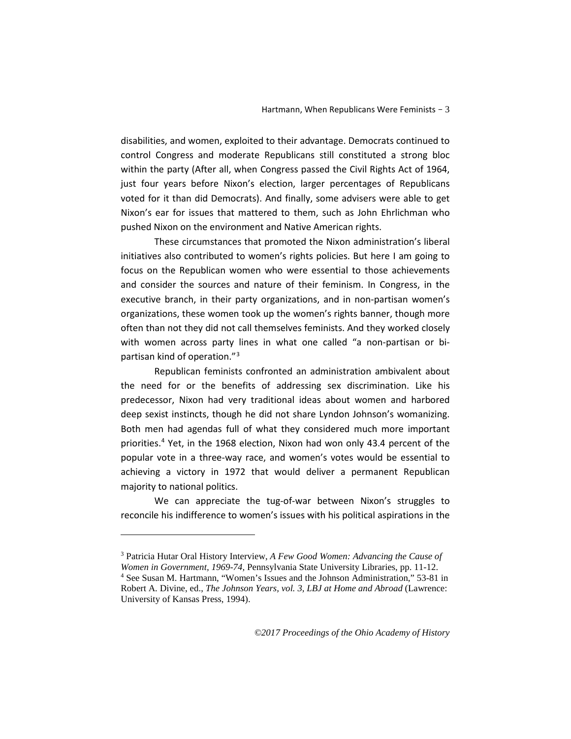disabilities, and women, exploited to their advantage. Democrats continued to control Congress and moderate Republicans still constituted a strong bloc within the party (After all, when Congress passed the Civil Rights Act of 1964, just four years before Nixon's election, larger percentages of Republicans voted for it than did Democrats). And finally, some advisers were able to get Nixon's ear for issues that mattered to them, such as John Ehrlichman who pushed Nixon on the environment and Native American rights.

These circumstances that promoted the Nixon administration's liberal initiatives also contributed to women's rights policies. But here I am going to focus on the Republican women who were essential to those achievements and consider the sources and nature of their feminism. In Congress, in the executive branch, in their party organizations, and in non-partisan women's organizations, these women took up the women's rights banner, though more often than not they did not call themselves feminists. And they worked closely with women across party lines in what one called "a non-partisan or bi-partisan kind of operation."[3]

Republican feminists confronted an administration ambivalent about the need for or the benefits of addressing sex discrimination. Like his predecessor, Nixon had very traditional ideas about women and harbored deep sexist instincts, though he did not share Lyndon Johnson's womanizing. Both men had agendas full of what they considered much more important priorities.[4] Yet, in the 1968 election, Nixon had won only 43.4 percent of the popular vote in a three-way race, and women's votes would be essential to achieving a victory in 1972 that would deliver a permanent Republican majority to national politics.

We can appreciate the tug-of-war between Nixon's struggles to reconcile his indifference to women's issues with his political aspirations in the

---

[3] Patricia Hutar Oral History Interview, *A Few Good Women: Advancing the Cause of Women in Government, 1969-74*, Pennsylvania State University Libraries, pp. 11-12.

[4] See Susan M. Hartmann, "Women's Issues and the Johnson Administration," 53-81 in Robert A. Divine, ed., *The Johnson Years, vol. 3, LBJ at Home and Abroad* (Lawrence: University of Kansas Press, 1994).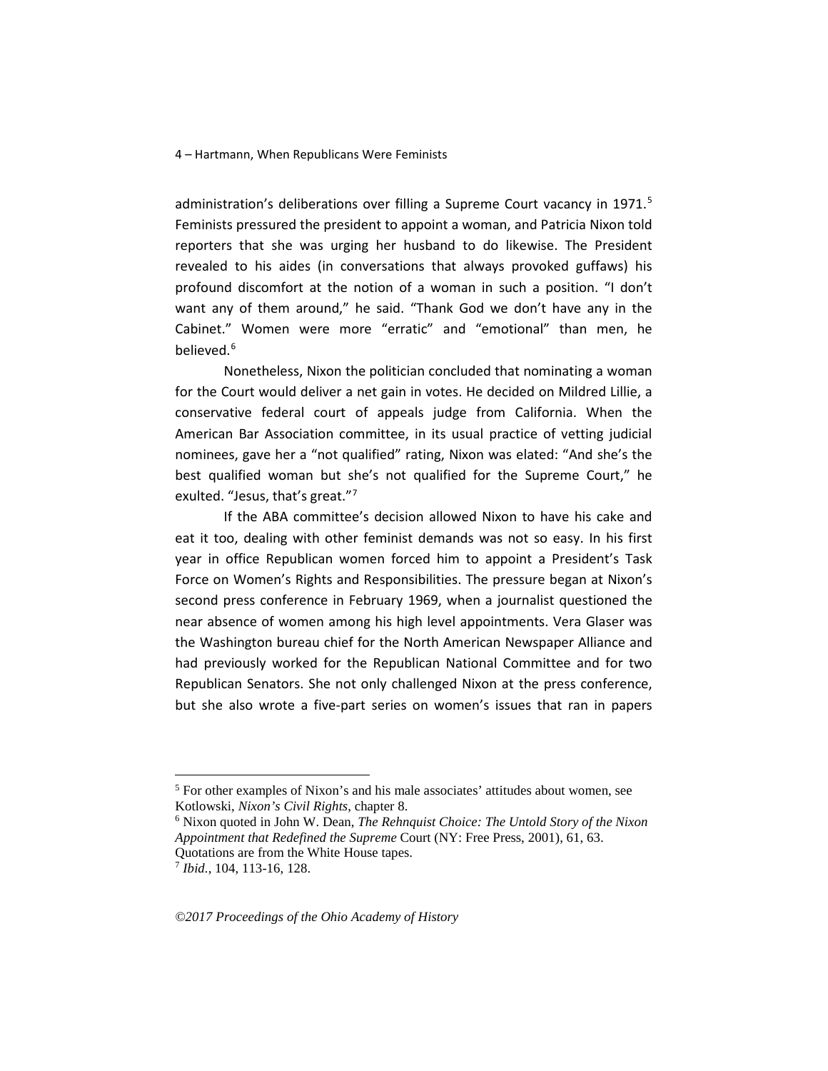administration's deliberations over filling a Supreme Court vacancy in 1971.[5] Feminists pressured the president to appoint a woman, and Patricia Nixon told reporters that she was urging her husband to do likewise. The President revealed to his aides (in conversations that always provoked guffaws) his profound discomfort at the notion of a woman in such a position. "I don't want any of them around," he said. "Thank God we don't have any in the Cabinet." Women were more "erratic" and "emotional" than men, he believed.[6]

Nonetheless, Nixon the politician concluded that nominating a woman for the Court would deliver a net gain in votes. He decided on Mildred Lillie, a conservative federal court of appeals judge from California. When the American Bar Association committee, in its usual practice of vetting judicial nominees, gave her a "not qualified" rating, Nixon was elated: "And she's the best qualified woman but she's not qualified for the Supreme Court," he exulted. "Jesus, that's great."[7]

If the ABA committee's decision allowed Nixon to have his cake and eat it too, dealing with other feminist demands was not so easy. In his first year in office Republican women forced him to appoint a President's Task Force on Women's Rights and Responsibilities. The pressure began at Nixon's second press conference in February 1969, when a journalist questioned the near absence of women among his high level appointments. Vera Glaser was the Washington bureau chief for the North American Newspaper Alliance and had previously worked for the Republican National Committee and for two Republican Senators. She not only challenged Nixon at the press conference, but she also wrote a five-part series on women's issues that ran in papers

---

[5] For other examples of Nixon's and his male associates' attitudes about women, see Kotlowski, *Nixon's Civil Rights*, chapter 8.

[6] Nixon quoted in John W. Dean, *The Rehnquist Choice: The Untold Story of the Nixon Appointment that Redefined the Supreme* Court (NY: Free Press, 2001), 61, 63. Quotations are from the White House tapes.

[7] *Ibid*., 104, 113-16, 128.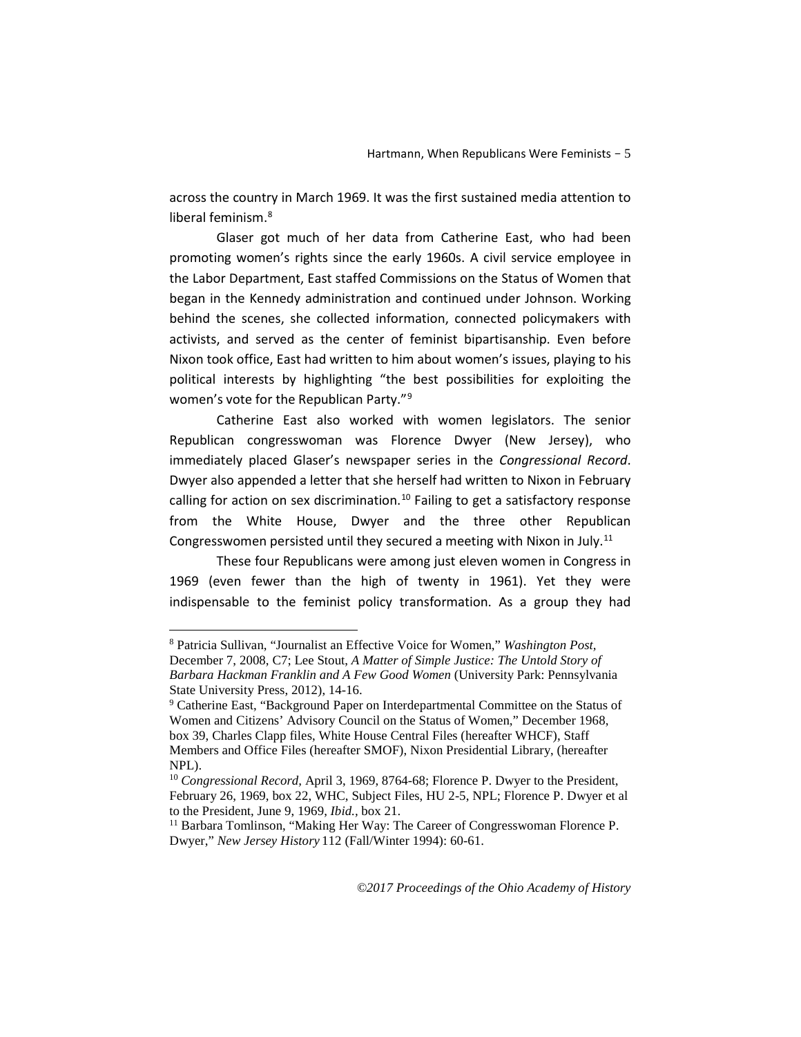across the country in March 1969. It was the first sustained media attention to liberal feminism.[8]

Glaser got much of her data from Catherine East, who had been promoting women's rights since the early 1960s. A civil service employee in the Labor Department, East staffed Commissions on the Status of Women that began in the Kennedy administration and continued under Johnson. Working behind the scenes, she collected information, connected policymakers with activists, and served as the center of feminist bipartisanship. Even before Nixon took office, East had written to him about women's issues, playing to his political interests by highlighting "the best possibilities for exploiting the women's vote for the Republican Party."[9]

Catherine East also worked with women legislators. The senior Republican congresswoman was Florence Dwyer (New Jersey), who immediately placed Glaser's newspaper series in the *Congressional Record*. Dwyer also appended a letter that she herself had written to Nixon in February calling for action on sex discrimination.[10] Failing to get a satisfactory response from the White House, Dwyer and the three other Republican Congresswomen persisted until they secured a meeting with Nixon in July.[11]

These four Republicans were among just eleven women in Congress in 1969 (even fewer than the high of twenty in 1961). Yet they were indispensable to the feminist policy transformation. As a group they had

---

[8] Patricia Sullivan, "Journalist an Effective Voice for Women," *Washington Post*, December 7, 2008, C7; Lee Stout, *A Matter of Simple Justice: The Untold Story of Barbara Hackman Franklin and A Few Good Women* (University Park: Pennsylvania State University Press, 2012), 14-16.

[9] Catherine East, "Background Paper on Interdepartmental Committee on the Status of Women and Citizens' Advisory Council on the Status of Women," December 1968, box 39, Charles Clapp files, White House Central Files (hereafter WHCF), Staff Members and Office Files (hereafter SMOF), Nixon Presidential Library, (hereafter NPL).

[10] *Congressional Record*, April 3, 1969, 8764-68; Florence P. Dwyer to the President, February 26, 1969, box 22, WHC, Subject Files, HU 2-5, NPL; Florence P. Dwyer et al to the President, June 9, 1969, *Ibid.*, box 21.

[11] Barbara Tomlinson, "Making Her Way: The Career of Congresswoman Florence P. Dwyer," *New Jersey History* 112 (Fall/Winter 1994): 60-61.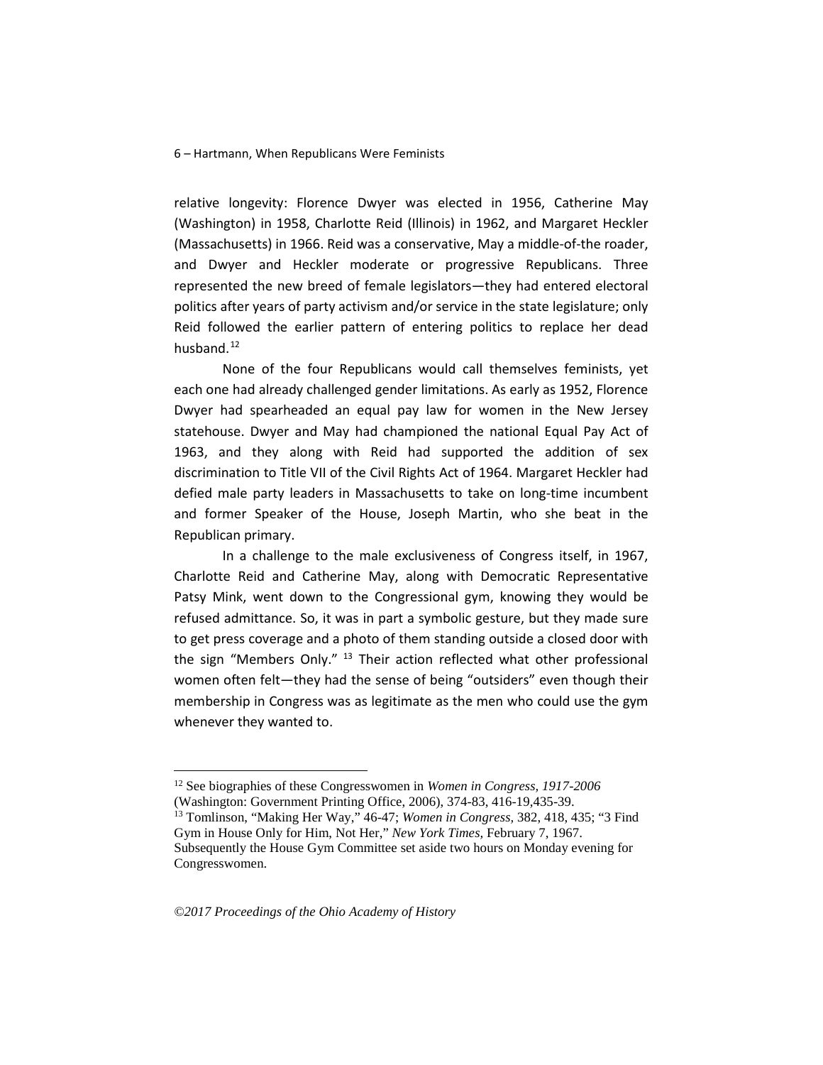relative longevity: Florence Dwyer was elected in 1956, Catherine May (Washington) in 1958, Charlotte Reid (Illinois) in 1962, and Margaret Heckler (Massachusetts) in 1966. Reid was a conservative, May a middle-of-the roader, and Dwyer and Heckler moderate or progressive Republicans. Three represented the new breed of female legislators—they had entered electoral politics after years of party activism and/or service in the state legislature; only Reid followed the earlier pattern of entering politics to replace her dead husband.[12]

None of the four Republicans would call themselves feminists, yet each one had already challenged gender limitations. As early as 1952, Florence Dwyer had spearheaded an equal pay law for women in the New Jersey statehouse. Dwyer and May had championed the national Equal Pay Act of 1963, and they along with Reid had supported the addition of sex discrimination to Title VII of the Civil Rights Act of 1964. Margaret Heckler had defied male party leaders in Massachusetts to take on long-time incumbent and former Speaker of the House, Joseph Martin, who she beat in the Republican primary.

In a challenge to the male exclusiveness of Congress itself, in 1967, Charlotte Reid and Catherine May, along with Democratic Representative Patsy Mink, went down to the Congressional gym, knowing they would be refused admittance. So, it was in part a symbolic gesture, but they made sure to get press coverage and a photo of them standing outside a closed door with the sign "Members Only." [13] Their action reflected what other professional women often felt—they had the sense of being "outsiders" even though their membership in Congress was as legitimate as the men who could use the gym whenever they wanted to.

---

[12] See biographies of these Congresswomen in *Women in Congress, 1917-2006* (Washington: Government Printing Office, 2006), 374-83, 416-19,435-39.

[13] Tomlinson, "Making Her Way," 46-47; *Women in Congress,* 382, 418, 435; "3 Find Gym in House Only for Him, Not Her," *New York Times,* February 7, 1967. Subsequently the House Gym Committee set aside two hours on Monday evening for Congresswomen.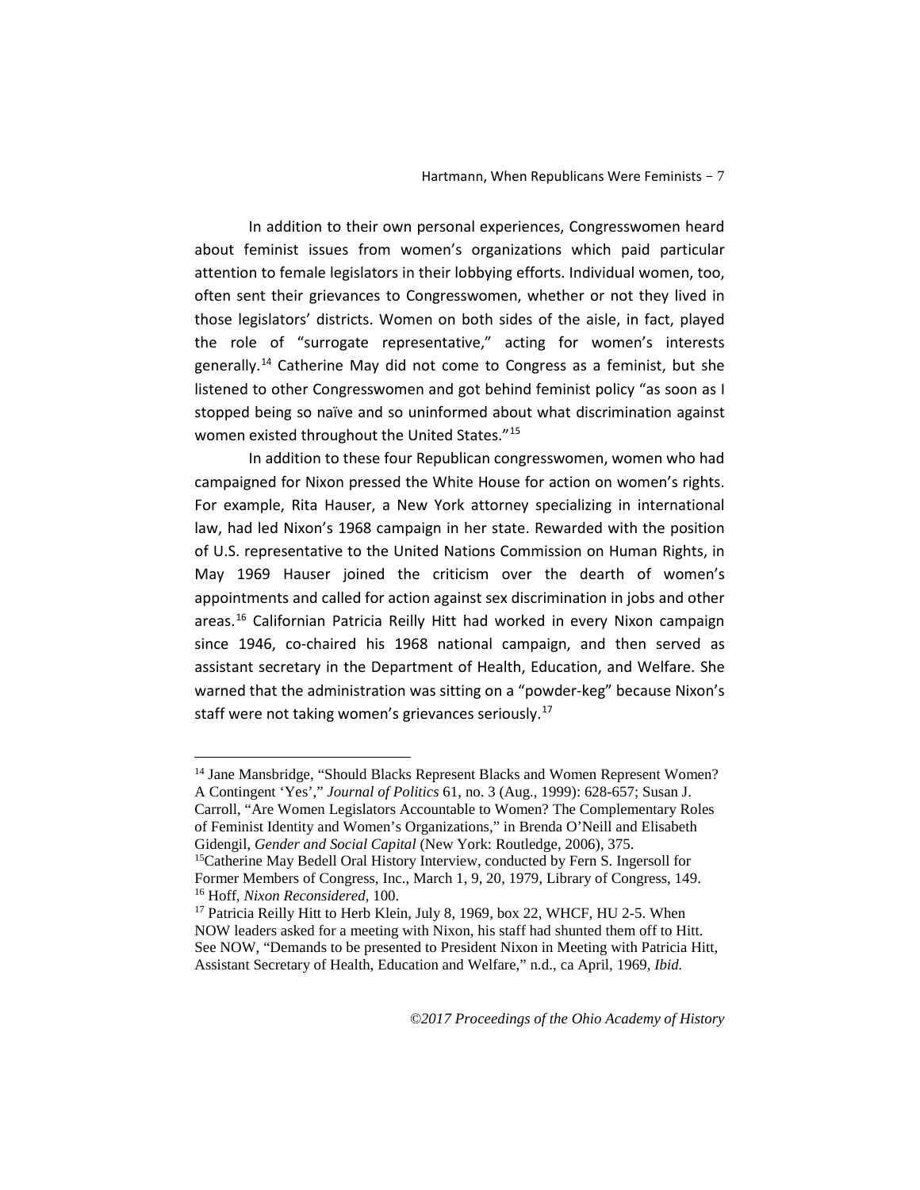In addition to their own personal experiences, Congresswomen heard about feminist issues from women's organizations which paid particular attention to female legislators in their lobbying efforts. Individual women, too, often sent their grievances to Congresswomen, whether or not they lived in those legislators' districts. Women on both sides of the aisle, in fact, played the role of "surrogate representative," acting for women's interests generally.[14] Catherine May did not come to Congress as a feminist, but she listened to other Congresswomen and got behind feminist policy "as soon as I stopped being so naïve and so uninformed about what discrimination against women existed throughout the United States."[15]

In addition to these four Republican congresswomen, women who had campaigned for Nixon pressed the White House for action on women's rights. For example, Rita Hauser, a New York attorney specializing in international law, had led Nixon's 1968 campaign in her state. Rewarded with the position of U.S. representative to the United Nations Commission on Human Rights, in May 1969 Hauser joined the criticism over the dearth of women's appointments and called for action against sex discrimination in jobs and other areas.[16] Californian Patricia Reilly Hitt had worked in every Nixon campaign since 1946, co-chaired his 1968 national campaign, and then served as assistant secretary in the Department of Health, Education, and Welfare. She warned that the administration was sitting on a "powder-keg" because Nixon's staff were not taking women's grievances seriously.[17]

---

[14] Jane Mansbridge, "Should Blacks Represent Blacks and Women Represent Women? A Contingent 'Yes'," *Journal of Politics* 61, no. 3 (Aug., 1999): 628-657; Susan J. Carroll, "Are Women Legislators Accountable to Women? The Complementary Roles of Feminist Identity and Women's Organizations," in Brenda O'Neill and Elisabeth Gidengil, *Gender and Social Capital* (New York: Routledge, 2006), 375.

[15] Catherine May Bedell Oral History Interview, conducted by Fern S. Ingersoll for Former Members of Congress, Inc., March 1, 9, 20, 1979, Library of Congress, 149.

[16] Hoff, *Nixon Reconsidered*, 100.

[17] Patricia Reilly Hitt to Herb Klein, July 8, 1969, box 22, WHCF, HU 2-5. When NOW leaders asked for a meeting with Nixon, his staff had shunted them off to Hitt. See NOW, "Demands to be presented to President Nixon in Meeting with Patricia Hitt, Assistant Secretary of Health, Education and Welfare," n.d., ca April, 1969, *Ibid.*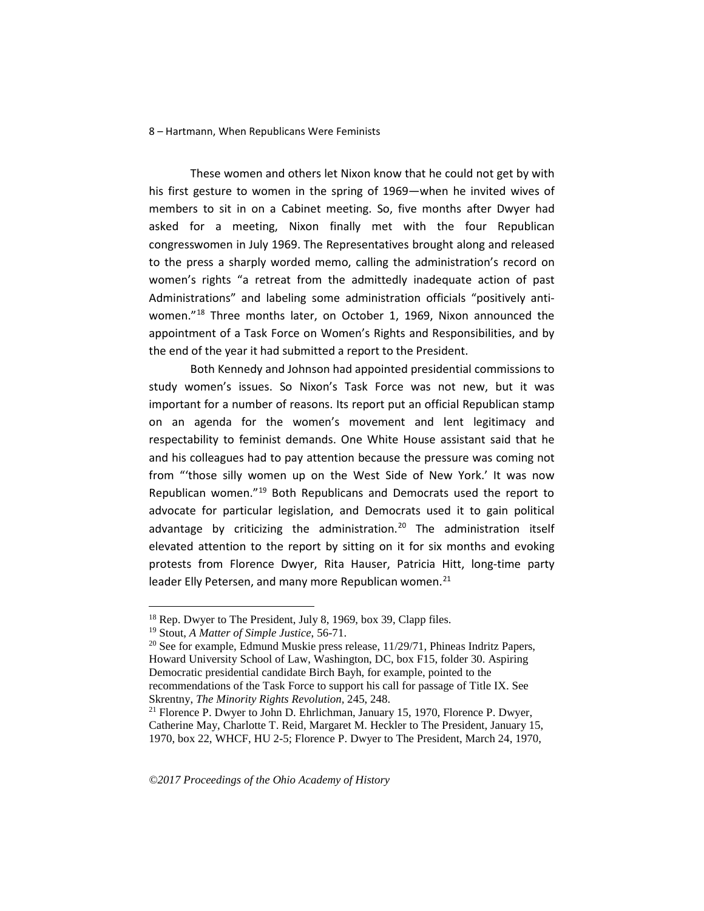These women and others let Nixon know that he could not get by with his first gesture to women in the spring of 1969—when he invited wives of members to sit in on a Cabinet meeting. So, five months after Dwyer had asked for a meeting, Nixon finally met with the four Republican congresswomen in July 1969. The Representatives brought along and released to the press a sharply worded memo, calling the administration's record on women's rights "a retreat from the admittedly inadequate action of past Administrations" and labeling some administration officials "positively anti-women."[18] Three months later, on October 1, 1969, Nixon announced the appointment of a Task Force on Women's Rights and Responsibilities, and by the end of the year it had submitted a report to the President.

Both Kennedy and Johnson had appointed presidential commissions to study women's issues. So Nixon's Task Force was not new, but it was important for a number of reasons. Its report put an official Republican stamp on an agenda for the women's movement and lent legitimacy and respectability to feminist demands. One White House assistant said that he and his colleagues had to pay attention because the pressure was coming not from "'those silly women up on the West Side of New York.' It was now Republican women."[19] Both Republicans and Democrats used the report to advocate for particular legislation, and Democrats used it to gain political advantage by criticizing the administration.[20] The administration itself elevated attention to the report by sitting on it for six months and evoking protests from Florence Dwyer, Rita Hauser, Patricia Hitt, long-time party leader Elly Petersen, and many more Republican women.[21]

---

[18] Rep. Dwyer to The President, July 8, 1969, box 39, Clapp files.

[19] Stout, *A Matter of Simple Justice*, 56-71.

[20] See for example, Edmund Muskie press release, 11/29/71, Phineas Indritz Papers, Howard University School of Law, Washington, DC, box F15, folder 30. Aspiring Democratic presidential candidate Birch Bayh, for example, pointed to the recommendations of the Task Force to support his call for passage of Title IX. See Skrentny, *The Minority Rights Revolution*, 245, 248.

[21] Florence P. Dwyer to John D. Ehrlichman, January 15, 1970, Florence P. Dwyer, Catherine May, Charlotte T. Reid, Margaret M. Heckler to The President, January 15, 1970, box 22, WHCF, HU 2-5; Florence P. Dwyer to The President, March 24, 1970,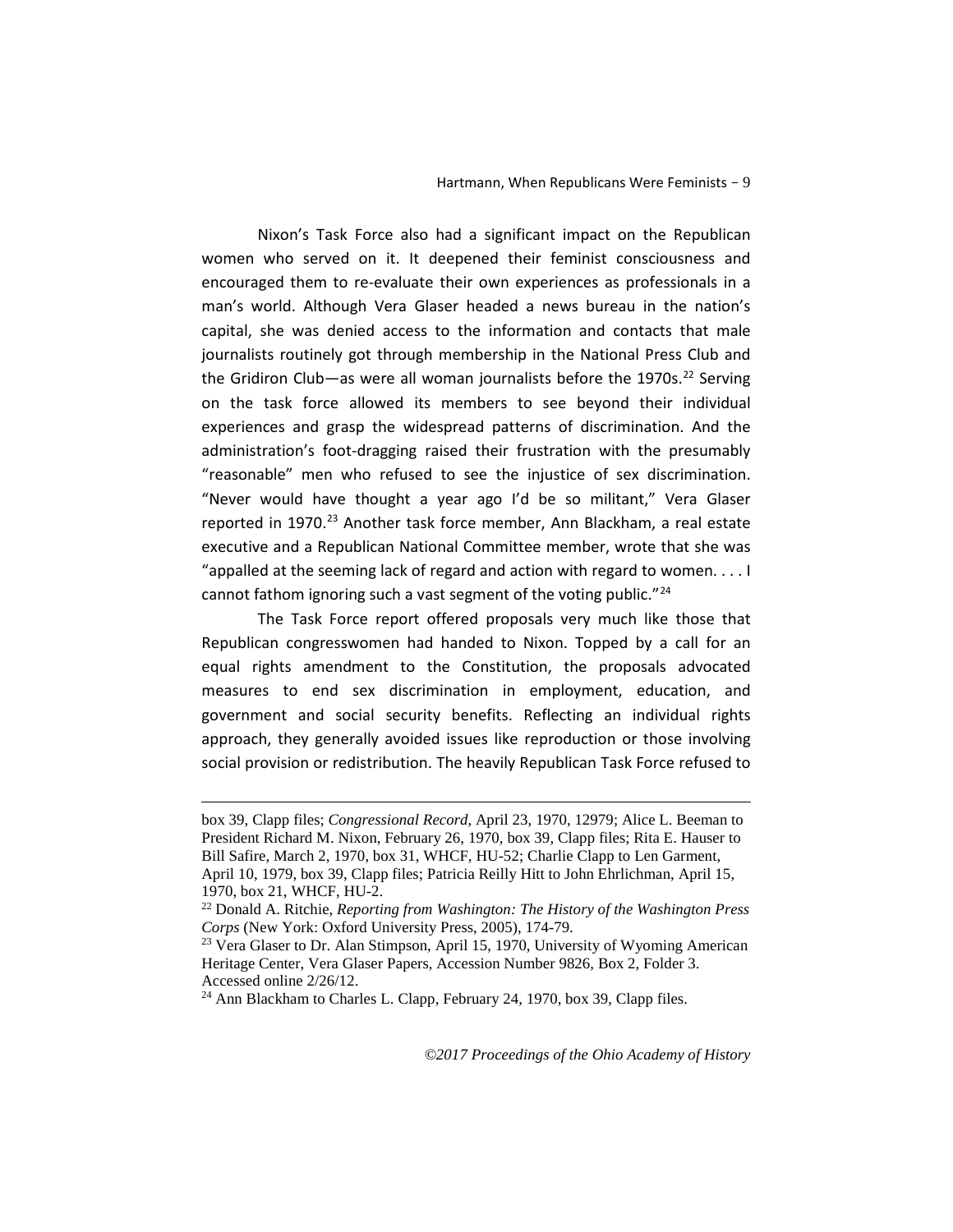Nixon's Task Force also had a significant impact on the Republican women who served on it. It deepened their feminist consciousness and encouraged them to re-evaluate their own experiences as professionals in a man's world. Although Vera Glaser headed a news bureau in the nation's capital, she was denied access to the information and contacts that male journalists routinely got through membership in the National Press Club and the Gridiron Club—as were all woman journalists before the 1970s.[22] Serving on the task force allowed its members to see beyond their individual experiences and grasp the widespread patterns of discrimination. And the administration's foot-dragging raised their frustration with the presumably "reasonable" men who refused to see the injustice of sex discrimination. "Never would have thought a year ago I'd be so militant," Vera Glaser reported in 1970.[23] Another task force member, Ann Blackham, a real estate executive and a Republican National Committee member, wrote that she was "appalled at the seeming lack of regard and action with regard to women. . . . I cannot fathom ignoring such a vast segment of the voting public."[24]

The Task Force report offered proposals very much like those that Republican congresswomen had handed to Nixon. Topped by a call for an equal rights amendment to the Constitution, the proposals advocated measures to end sex discrimination in employment, education, and government and social security benefits. Reflecting an individual rights approach, they generally avoided issues like reproduction or those involving social provision or redistribution. The heavily Republican Task Force refused to

---

box 39, Clapp files; *Congressional Record*, April 23, 1970, 12979; Alice L. Beeman to President Richard M. Nixon, February 26, 1970, box 39, Clapp files; Rita E. Hauser to Bill Safire, March 2, 1970, box 31, WHCF, HU-52; Charlie Clapp to Len Garment, April 10, 1979, box 39, Clapp files; Patricia Reilly Hitt to John Ehrlichman, April 15, 1970, box 21, WHCF, HU-2.

[22] Donald A. Ritchie, *Reporting from Washington: The History of the Washington Press Corps* (New York: Oxford University Press, 2005), 174-79.

[23] Vera Glaser to Dr. Alan Stimpson, April 15, 1970, University of Wyoming American Heritage Center, Vera Glaser Papers, Accession Number 9826, Box 2, Folder 3. Accessed online 2/26/12.

[24] Ann Blackham to Charles L. Clapp, February 24, 1970, box 39, Clapp files.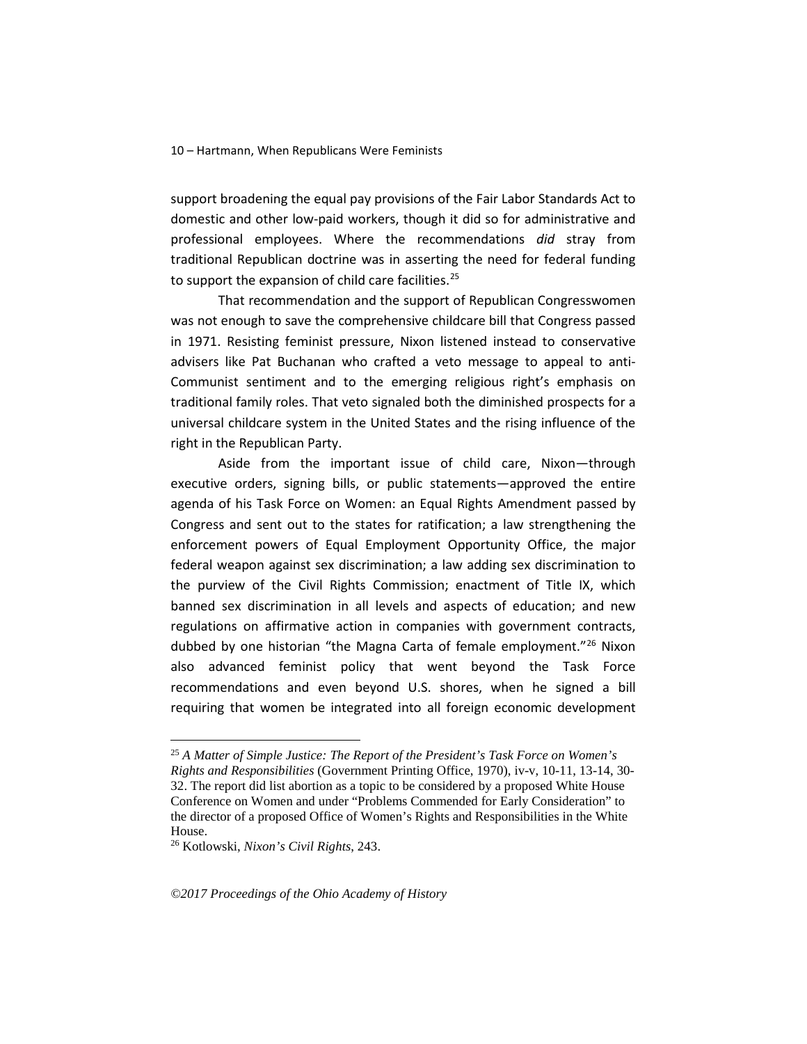support broadening the equal pay provisions of the Fair Labor Standards Act to domestic and other low-paid workers, though it did so for administrative and professional employees. Where the recommendations *did* stray from traditional Republican doctrine was in asserting the need for federal funding to support the expansion of child care facilities.[25]

That recommendation and the support of Republican Congresswomen was not enough to save the comprehensive childcare bill that Congress passed in 1971. Resisting feminist pressure, Nixon listened instead to conservative advisers like Pat Buchanan who crafted a veto message to appeal to anti-Communist sentiment and to the emerging religious right's emphasis on traditional family roles. That veto signaled both the diminished prospects for a universal childcare system in the United States and the rising influence of the right in the Republican Party.

Aside from the important issue of child care, Nixon—through executive orders, signing bills, or public statements—approved the entire agenda of his Task Force on Women: an Equal Rights Amendment passed by Congress and sent out to the states for ratification; a law strengthening the enforcement powers of Equal Employment Opportunity Office, the major federal weapon against sex discrimination; a law adding sex discrimination to the purview of the Civil Rights Commission; enactment of Title IX, which banned sex discrimination in all levels and aspects of education; and new regulations on affirmative action in companies with government contracts, dubbed by one historian "the Magna Carta of female employment."[26] Nixon also advanced feminist policy that went beyond the Task Force recommendations and even beyond U.S. shores, when he signed a bill requiring that women be integrated into all foreign economic development

---

[25] *A Matter of Simple Justice: The Report of the President's Task Force on Women's Rights and Responsibilities* (Government Printing Office, 1970), iv-v, 10-11, 13-14, 30-32. The report did list abortion as a topic to be considered by a proposed White House Conference on Women and under "Problems Commended for Early Consideration" to the director of a proposed Office of Women's Rights and Responsibilities in the White House.

[26] Kotlowski, *Nixon's Civil Rights*, 243.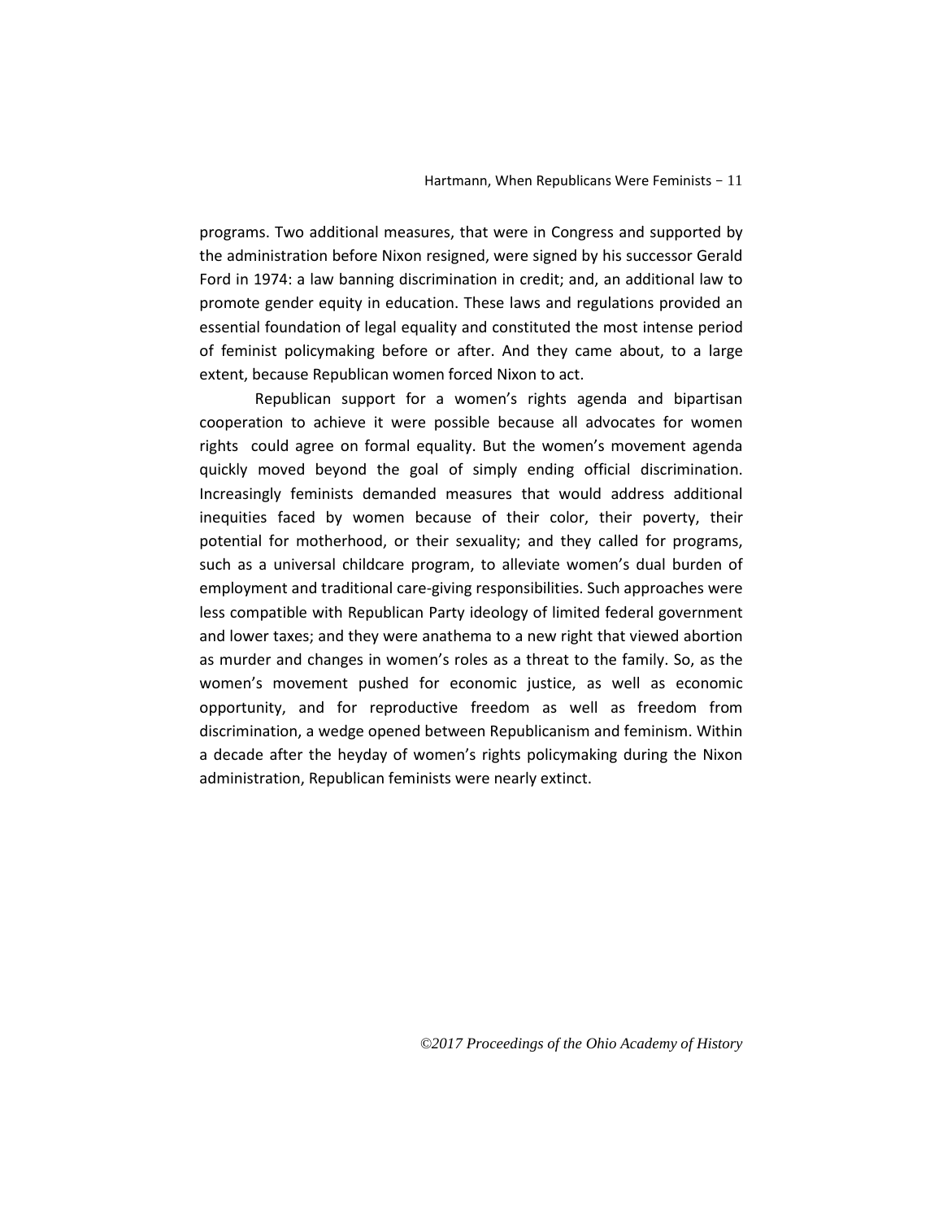programs. Two additional measures, that were in Congress and supported by the administration before Nixon resigned, were signed by his successor Gerald Ford in 1974: a law banning discrimination in credit; and, an additional law to promote gender equity in education. These laws and regulations provided an essential foundation of legal equality and constituted the most intense period of feminist policymaking before or after. And they came about, to a large extent, because Republican women forced Nixon to act.

Republican support for a women's rights agenda and bipartisan cooperation to achieve it were possible because all advocates for women rights could agree on formal equality. But the women's movement agenda quickly moved beyond the goal of simply ending official discrimination. Increasingly feminists demanded measures that would address additional inequities faced by women because of their color, their poverty, their potential for motherhood, or their sexuality; and they called for programs, such as a universal childcare program, to alleviate women's dual burden of employment and traditional care-giving responsibilities. Such approaches were less compatible with Republican Party ideology of limited federal government and lower taxes; and they were anathema to a new right that viewed abortion as murder and changes in women's roles as a threat to the family. So, as the women's movement pushed for economic justice, as well as economic opportunity, and for reproductive freedom as well as freedom from discrimination, a wedge opened between Republicanism and feminism. Within a decade after the heyday of women's rights policymaking during the Nixon administration, Republican feminists were nearly extinct.